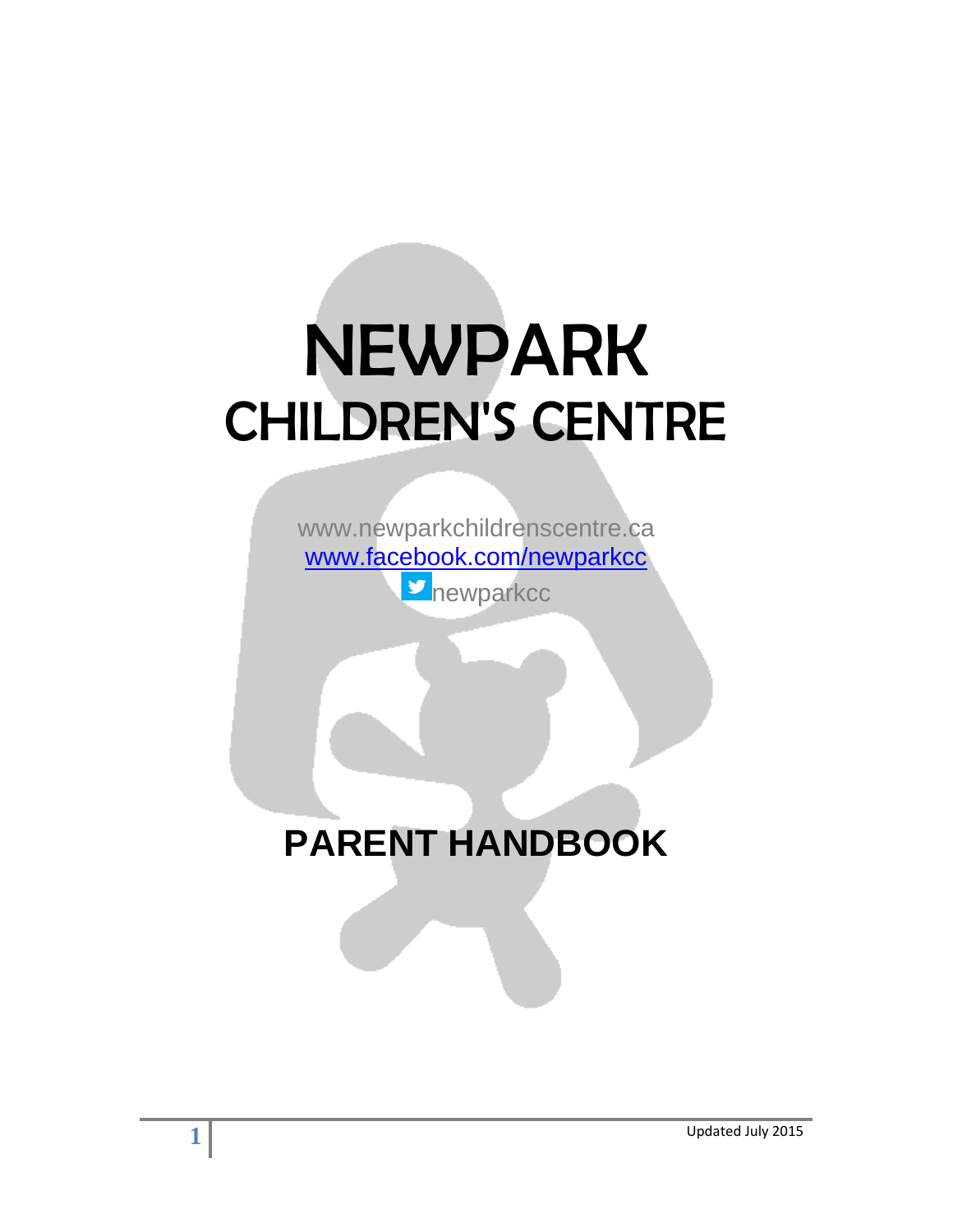# NEWPARK

## CHILDREN'S CENTRE

www.newparkchildrenscentre.ca

www.facebook.com/newparkcc

newparkcc

# PARENT HANDBOOK

Updated July 2015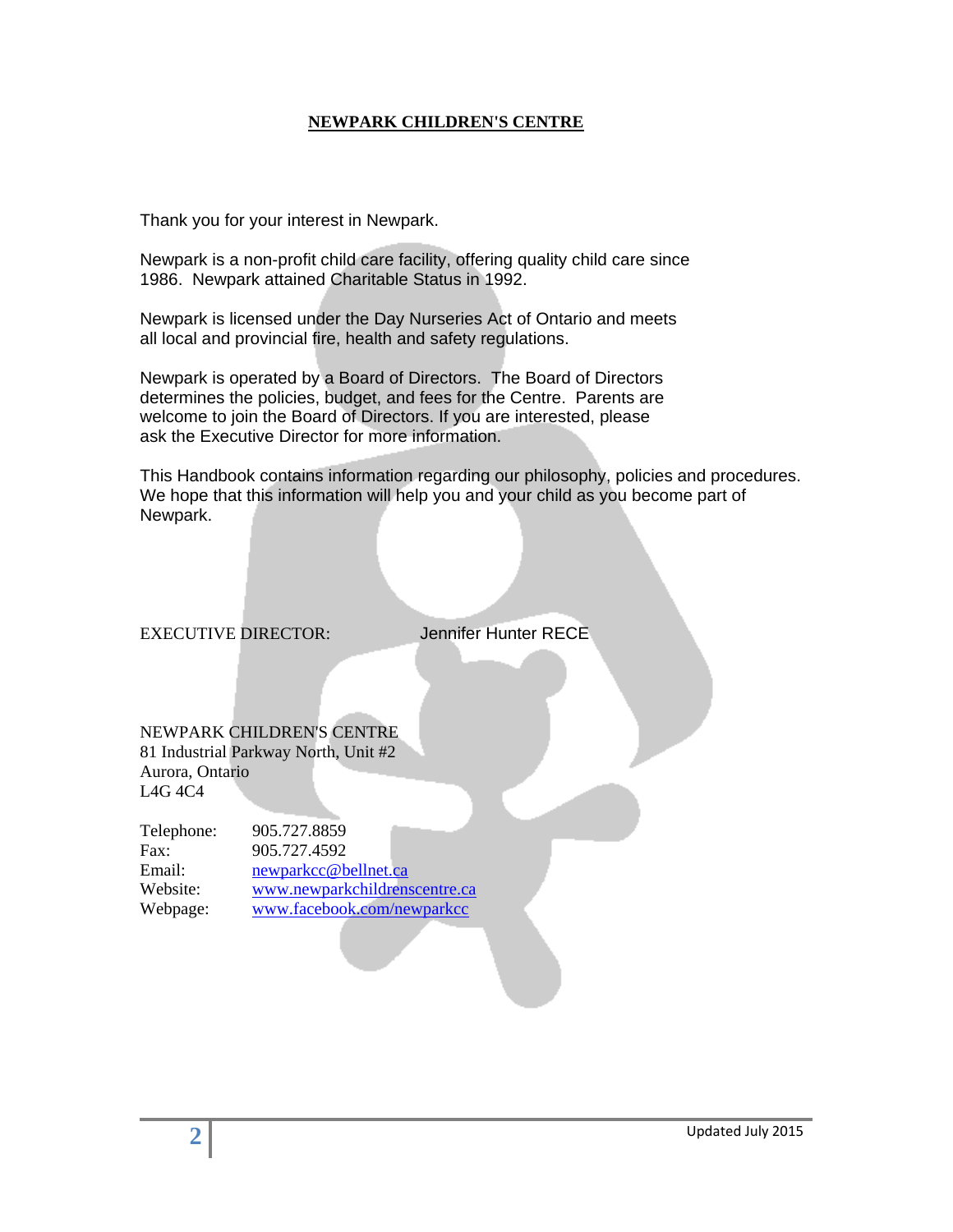# NEWPARK CHILDREN'S CENTRE

Thank you for your interest in Newpark.

Newpark is a non-profit child care facility, offering quality child care since 1986. Newpark attained Charitable Status in 1992.

Newpark is licensed under the Day Nurseries Act of Ontario and meets all local and provincial fire, health and safety regulations.

Newpark is operated by a Board of Directors. The Board of Directors determines the policies, budget, and fees for the Centre. Parents are welcome to join the Board of Directors. If you are interested, please ask the Executive Director for more information.

This Handbook contains information regarding our philosophy, policies and procedures. We hope that this information will help you and your child as you become part of Newpark.

EXECUTIVE DIRECTOR: Jennifer Hunter RECE

NEWPARK CHILDREN'S CENTRE
81 Industrial Parkway North, Unit #2
Aurora, Ontario
L4G 4C4

| | |
|---|---|
| Telephone: | 905.727.8859 |
| Fax: | 905.727.4592 |
| Email: | newparkcc@bellnet.ca |
| Website: | www.newparkchildrenscentre.ca |
| Webpage: | www.facebook.com/newparkcc |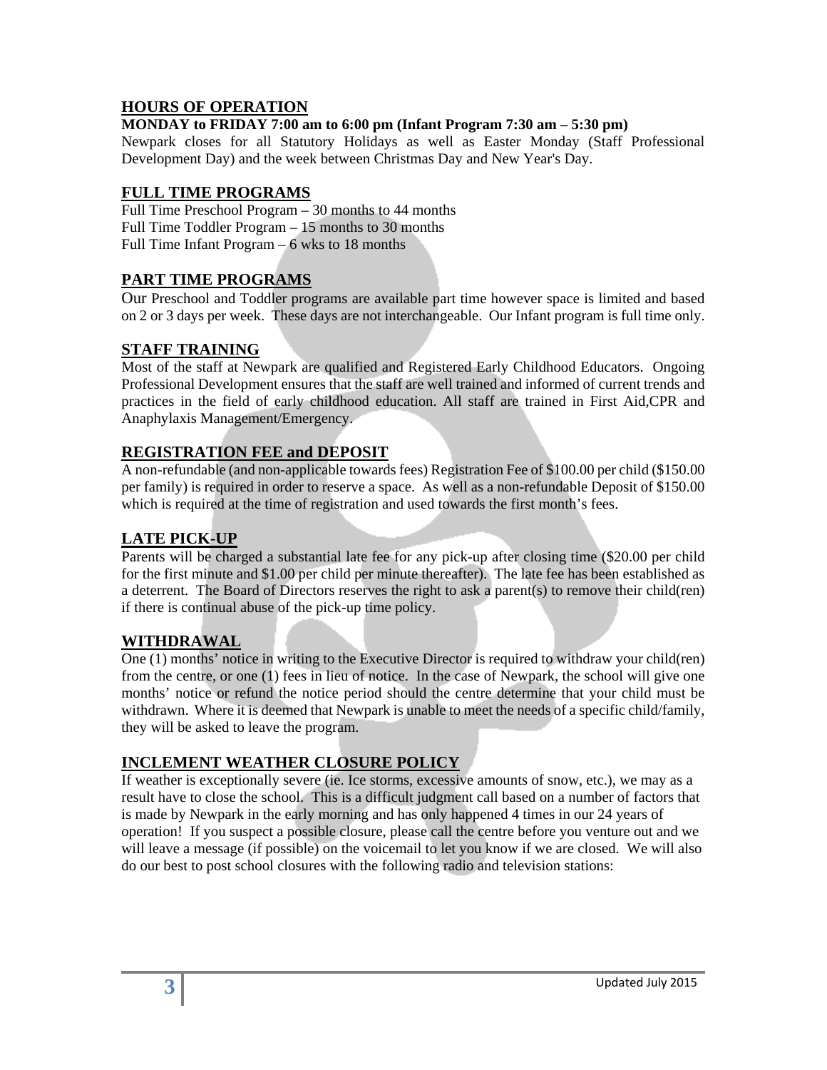## HOURS OF OPERATION

**MONDAY to FRIDAY 7:00 am to 6:00 pm (Infant Program 7:30 am – 5:30 pm)**

Newpark closes for all Statutory Holidays as well as Easter Monday (Staff Professional Development Day) and the week between Christmas Day and New Year's Day.

## FULL TIME PROGRAMS

Full Time Preschool Program – 30 months to 44 months
Full Time Toddler Program – 15 months to 30 months
Full Time Infant Program – 6 wks to 18 months

## PART TIME PROGRAMS

Our Preschool and Toddler programs are available part time however space is limited and based on 2 or 3 days per week. These days are not interchangeable. Our Infant program is full time only.

## STAFF TRAINING

Most of the staff at Newpark are qualified and Registered Early Childhood Educators. Ongoing Professional Development ensures that the staff are well trained and informed of current trends and practices in the field of early childhood education. All staff are trained in First Aid,CPR and Anaphylaxis Management/Emergency.

## REGISTRATION FEE and DEPOSIT

A non-refundable (and non-applicable towards fees) Registration Fee of $100.00 per child ($150.00 per family) is required in order to reserve a space. As well as a non-refundable Deposit of $150.00 which is required at the time of registration and used towards the first month's fees.

## LATE PICK-UP

Parents will be charged a substantial late fee for any pick-up after closing time ($20.00 per child for the first minute and $1.00 per child per minute thereafter). The late fee has been established as a deterrent. The Board of Directors reserves the right to ask a parent(s) to remove their child(ren) if there is continual abuse of the pick-up time policy.

## WITHDRAWAL

One (1) months' notice in writing to the Executive Director is required to withdraw your child(ren) from the centre, or one (1) fees in lieu of notice. In the case of Newpark, the school will give one months' notice or refund the notice period should the centre determine that your child must be withdrawn. Where it is deemed that Newpark is unable to meet the needs of a specific child/family, they will be asked to leave the program.

## INCLEMENT WEATHER CLOSURE POLICY

If weather is exceptionally severe (ie. Ice storms, excessive amounts of snow, etc.), we may as a result have to close the school. This is a difficult judgment call based on a number of factors that is made by Newpark in the early morning and has only happened 4 times in our 24 years of operation! If you suspect a possible closure, please call the centre before you venture out and we will leave a message (if possible) on the voicemail to let you know if we are closed. We will also do our best to post school closures with the following radio and television stations: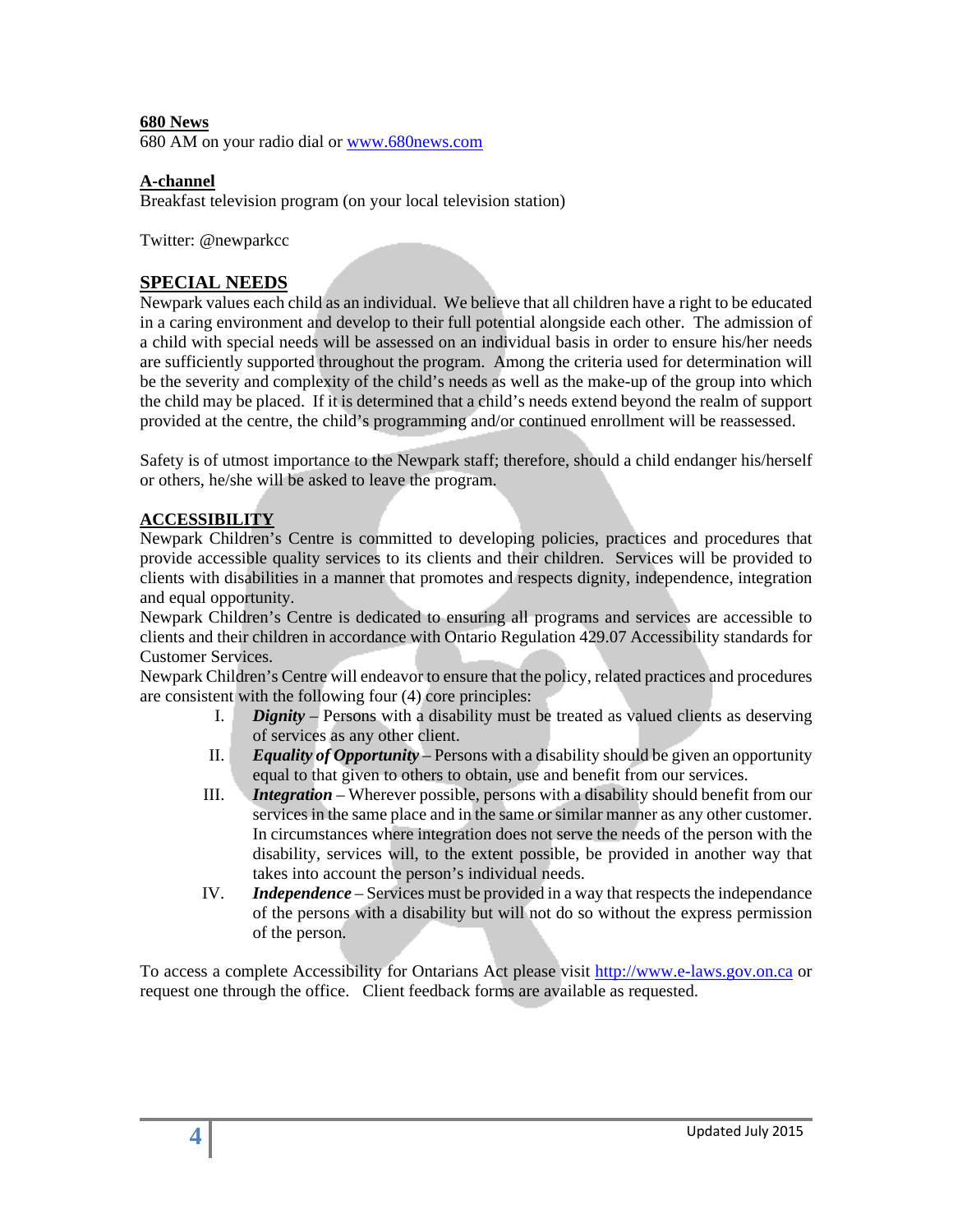**680 News**
680 AM on your radio dial or www.680news.com

**A-channel**
Breakfast television program (on your local television station)

Twitter: @newparkcc

## SPECIAL NEEDS

Newpark values each child as an individual. We believe that all children have a right to be educated in a caring environment and develop to their full potential alongside each other. The admission of a child with special needs will be assessed on an individual basis in order to ensure his/her needs are sufficiently supported throughout the program. Among the criteria used for determination will be the severity and complexity of the child's needs as well as the make-up of the group into which the child may be placed. If it is determined that a child's needs extend beyond the realm of support provided at the centre, the child's programming and/or continued enrollment will be reassessed.

Safety is of utmost importance to the Newpark staff; therefore, should a child endanger his/herself or others, he/she will be asked to leave the program.

## ACCESSIBILITY

Newpark Children's Centre is committed to developing policies, practices and procedures that provide accessible quality services to its clients and their children. Services will be provided to clients with disabilities in a manner that promotes and respects dignity, independence, integration and equal opportunity.

Newpark Children's Centre is dedicated to ensuring all programs and services are accessible to clients and their children in accordance with Ontario Regulation 429.07 Accessibility standards for Customer Services.

Newpark Children's Centre will endeavor to ensure that the policy, related practices and procedures are consistent with the following four (4) core principles:

I. ***Dignity*** – Persons with a disability must be treated as valued clients as deserving of services as any other client.
II. ***Equality of Opportunity*** – Persons with a disability should be given an opportunity equal to that given to others to obtain, use and benefit from our services.
III. ***Integration*** – Wherever possible, persons with a disability should benefit from our services in the same place and in the same or similar manner as any other customer. In circumstances where integration does not serve the needs of the person with the disability, services will, to the extent possible, be provided in another way that takes into account the person's individual needs.
IV. ***Independence*** – Services must be provided in a way that respects the independance of the persons with a disability but will not do so without the express permission of the person.

To access a complete Accessibility for Ontarians Act please visit http://www.e-laws.gov.on.ca or request one through the office. Client feedback forms are available as requested.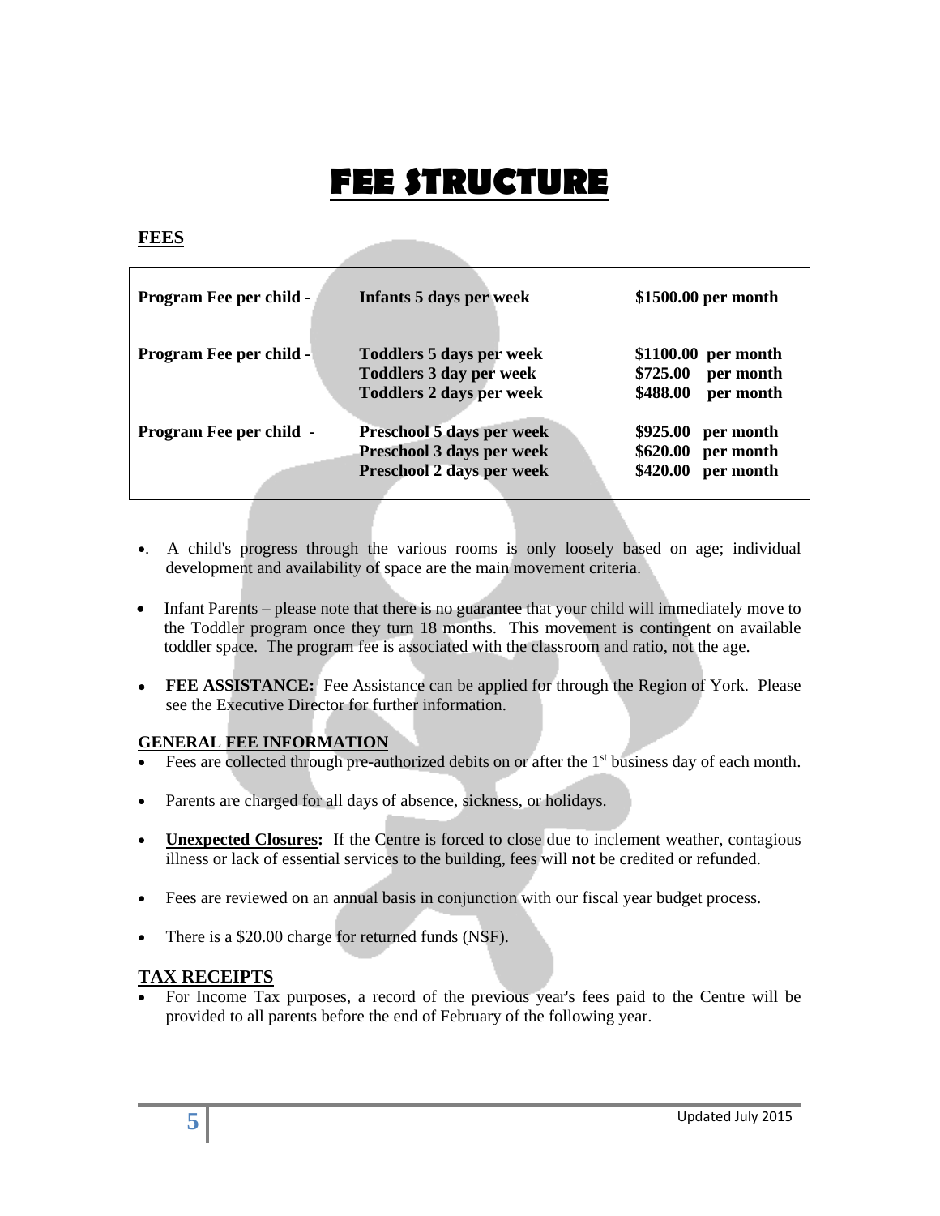# FEE STRUCTURE

## FEES

| | | |
|---|---|---|
| **Program Fee per child -** | **Infants 5 days per week** | **$1500.00 per month** |
| **Program Fee per child -** | **Toddlers 5 days per week** | **$1100.00 per month** |
| | **Toddlers 3 day per week** | **$725.00 per month** |
| | **Toddlers 2 days per week** | **$488.00 per month** |
| **Program Fee per child -** | **Preschool 5 days per week** | **$925.00 per month** |
| | **Preschool 3 days per week** | **$620.00 per month** |
| | **Preschool 2 days per week** | **$420.00 per month** |

- . A child's progress through the various rooms is only loosely based on age; individual development and availability of space are the main movement criteria.
- Infant Parents – please note that there is no guarantee that your child will immediately move to the Toddler program once they turn 18 months. This movement is contingent on available toddler space. The program fee is associated with the classroom and ratio, not the age.
- **FEE ASSISTANCE:** Fee Assistance can be applied for through the Region of York. Please see the Executive Director for further information.

### GENERAL FEE INFORMATION

- Fees are collected through pre-authorized debits on or after the 1st business day of each month.
- Parents are charged for all days of absence, sickness, or holidays.
- **Unexpected Closures:** If the Centre is forced to close due to inclement weather, contagious illness or lack of essential services to the building, fees will **not** be credited or refunded.
- Fees are reviewed on an annual basis in conjunction with our fiscal year budget process.
- There is a $20.00 charge for returned funds (NSF).

## TAX RECEIPTS

- For Income Tax purposes, a record of the previous year's fees paid to the Centre will be provided to all parents before the end of February of the following year.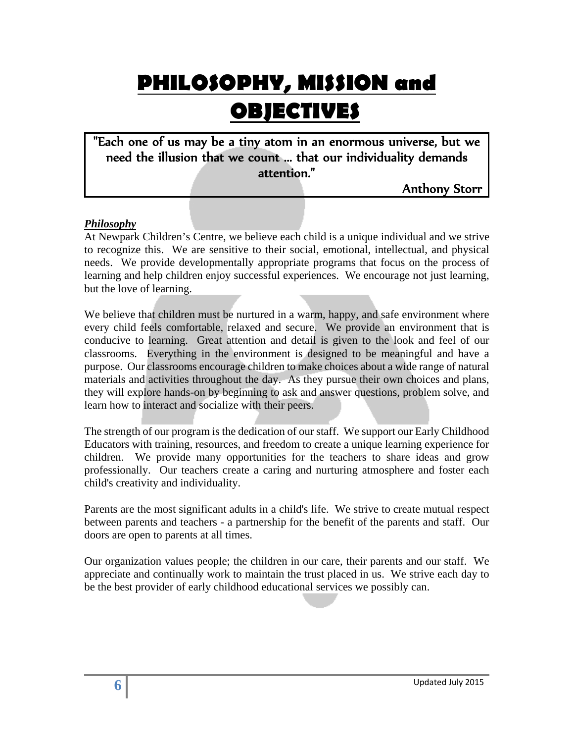# PHILOSOPHY, MISSION and OBJECTIVES

> "Each one of us may be a tiny atom in an enormous universe, but we need the illusion that we count ... that our individuality demands attention."
>
> Anthony Storr

***Philosophy***

At Newpark Children's Centre, we believe each child is a unique individual and we strive to recognize this. We are sensitive to their social, emotional, intellectual, and physical needs. We provide developmentally appropriate programs that focus on the process of learning and help children enjoy successful experiences. We encourage not just learning, but the love of learning.

We believe that children must be nurtured in a warm, happy, and safe environment where every child feels comfortable, relaxed and secure. We provide an environment that is conducive to learning. Great attention and detail is given to the look and feel of our classrooms. Everything in the environment is designed to be meaningful and have a purpose. Our classrooms encourage children to make choices about a wide range of natural materials and activities throughout the day. As they pursue their own choices and plans, they will explore hands-on by beginning to ask and answer questions, problem solve, and learn how to interact and socialize with their peers.

The strength of our program is the dedication of our staff. We support our Early Childhood Educators with training, resources, and freedom to create a unique learning experience for children. We provide many opportunities for the teachers to share ideas and grow professionally. Our teachers create a caring and nurturing atmosphere and foster each child's creativity and individuality.

Parents are the most significant adults in a child's life. We strive to create mutual respect between parents and teachers - a partnership for the benefit of the parents and staff. Our doors are open to parents at all times.

Our organization values people; the children in our care, their parents and our staff. We appreciate and continually work to maintain the trust placed in us. We strive each day to be the best provider of early childhood educational services we possibly can.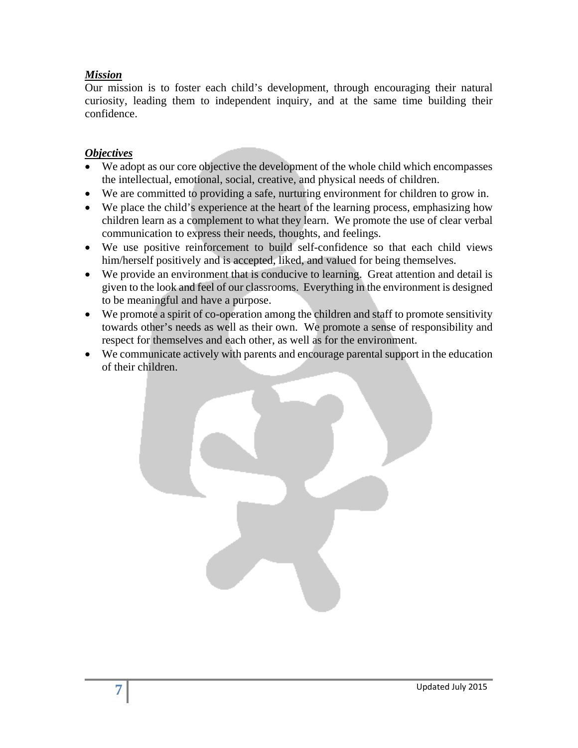***Mission***

Our mission is to foster each child's development, through encouraging their natural curiosity, leading them to independent inquiry, and at the same time building their confidence.

***Objectives***

- We adopt as our core objective the development of the whole child which encompasses the intellectual, emotional, social, creative, and physical needs of children.
- We are committed to providing a safe, nurturing environment for children to grow in.
- We place the child's experience at the heart of the learning process, emphasizing how children learn as a complement to what they learn. We promote the use of clear verbal communication to express their needs, thoughts, and feelings.
- We use positive reinforcement to build self-confidence so that each child views him/herself positively and is accepted, liked, and valued for being themselves.
- We provide an environment that is conducive to learning. Great attention and detail is given to the look and feel of our classrooms. Everything in the environment is designed to be meaningful and have a purpose.
- We promote a spirit of co-operation among the children and staff to promote sensitivity towards other's needs as well as their own. We promote a sense of responsibility and respect for themselves and each other, as well as for the environment.
- We communicate actively with parents and encourage parental support in the education of their children.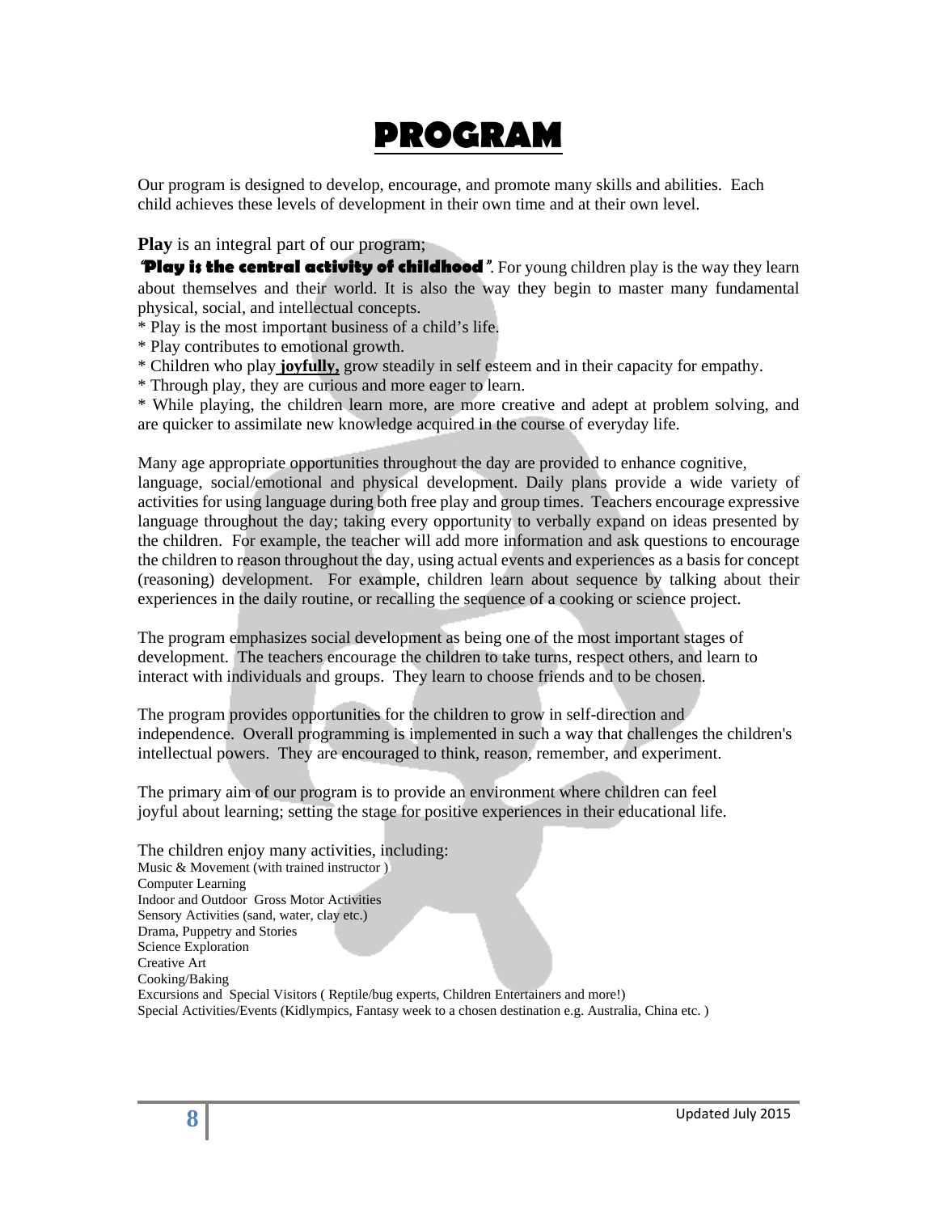# PROGRAM

Our program is designed to develop, encourage, and promote many skills and abilities. Each child achieves these levels of development in their own time and at their own level.

**Play** is an integral part of our program;

***"Play is the central activity of childhood"***. For young children play is the way they learn about themselves and their world. It is also the way they begin to master many fundamental physical, social, and intellectual concepts.

* Play is the most important business of a child's life.
* Play contributes to emotional growth.
* Children who play **joyfully,** grow steadily in self esteem and in their capacity for empathy.
* Through play, they are curious and more eager to learn.
* While playing, the children learn more, are more creative and adept at problem solving, and are quicker to assimilate new knowledge acquired in the course of everyday life.

Many age appropriate opportunities throughout the day are provided to enhance cognitive, language, social/emotional and physical development. Daily plans provide a wide variety of activities for using language during both free play and group times. Teachers encourage expressive language throughout the day; taking every opportunity to verbally expand on ideas presented by the children. For example, the teacher will add more information and ask questions to encourage the children to reason throughout the day, using actual events and experiences as a basis for concept (reasoning) development. For example, children learn about sequence by talking about their experiences in the daily routine, or recalling the sequence of a cooking or science project.

The program emphasizes social development as being one of the most important stages of development. The teachers encourage the children to take turns, respect others, and learn to interact with individuals and groups. They learn to choose friends and to be chosen.

The program provides opportunities for the children to grow in self-direction and independence. Overall programming is implemented in such a way that challenges the children's intellectual powers. They are encouraged to think, reason, remember, and experiment.

The primary aim of our program is to provide an environment where children can feel joyful about learning; setting the stage for positive experiences in their educational life.

The children enjoy many activities, including:

Music & Movement (with trained instructor )
Computer Learning
Indoor and Outdoor Gross Motor Activities
Sensory Activities (sand, water, clay etc.)
Drama, Puppetry and Stories
Science Exploration
Creative Art
Cooking/Baking
Excursions and Special Visitors ( Reptile/bug experts, Children Entertainers and more!)
Special Activities/Events (Kidlympics, Fantasy week to a chosen destination e.g. Australia, China etc. )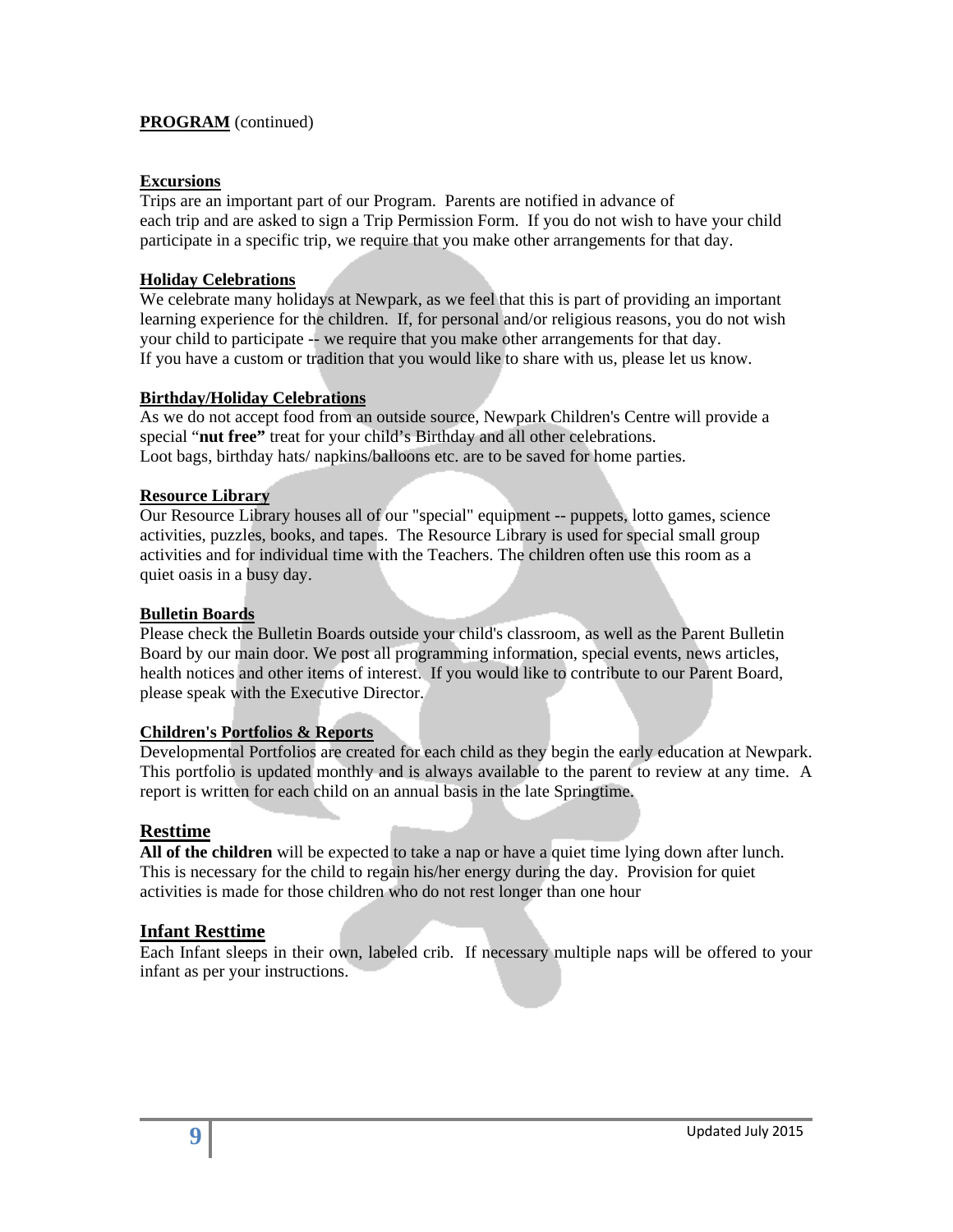**PROGRAM** (continued)

**Excursions**

Trips are an important part of our Program. Parents are notified in advance of each trip and are asked to sign a Trip Permission Form. If you do not wish to have your child participate in a specific trip, we require that you make other arrangements for that day.

**Holiday Celebrations**

We celebrate many holidays at Newpark, as we feel that this is part of providing an important learning experience for the children. If, for personal and/or religious reasons, you do not wish your child to participate -- we require that you make other arrangements for that day. If you have a custom or tradition that you would like to share with us, please let us know.

**Birthday/Holiday Celebrations**

As we do not accept food from an outside source, Newpark Children's Centre will provide a special "**nut free"** treat for your child's Birthday and all other celebrations. Loot bags, birthday hats/ napkins/balloons etc. are to be saved for home parties.

**Resource Library**

Our Resource Library houses all of our "special" equipment -- puppets, lotto games, science activities, puzzles, books, and tapes. The Resource Library is used for special small group activities and for individual time with the Teachers. The children often use this room as a quiet oasis in a busy day.

**Bulletin Boards**

Please check the Bulletin Boards outside your child's classroom, as well as the Parent Bulletin Board by our main door. We post all programming information, special events, news articles, health notices and other items of interest. If you would like to contribute to our Parent Board, please speak with the Executive Director.

**Children's Portfolios & Reports**

Developmental Portfolios are created for each child as they begin the early education at Newpark. This portfolio is updated monthly and is always available to the parent to review at any time. A report is written for each child on an annual basis in the late Springtime.

## Resttime

**All of the children** will be expected to take a nap or have a quiet time lying down after lunch. This is necessary for the child to regain his/her energy during the day. Provision for quiet activities is made for those children who do not rest longer than one hour

## Infant Resttime

Each Infant sleeps in their own, labeled crib. If necessary multiple naps will be offered to your infant as per your instructions.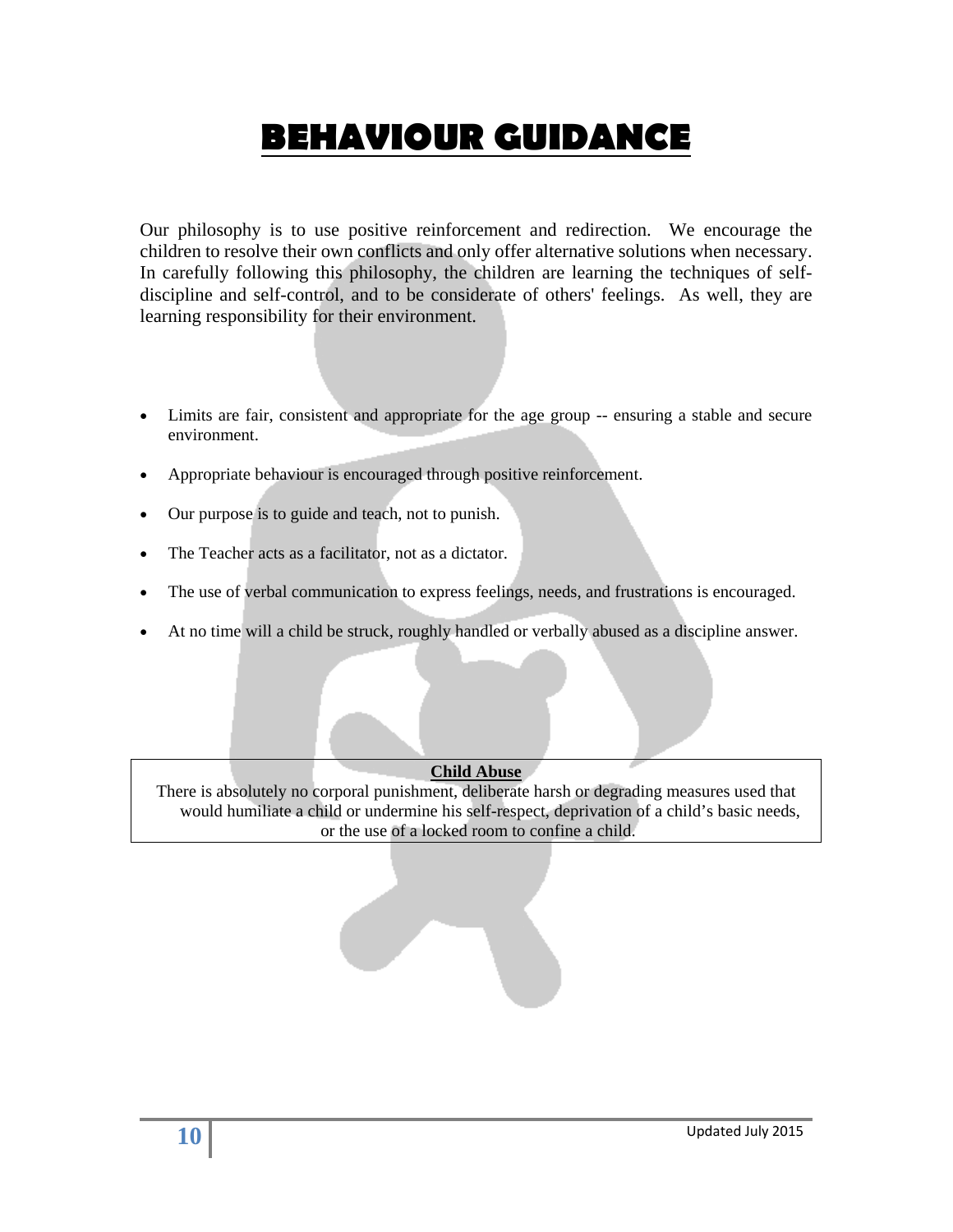# BEHAVIOUR GUIDANCE

Our philosophy is to use positive reinforcement and redirection. We encourage the children to resolve their own conflicts and only offer alternative solutions when necessary. In carefully following this philosophy, the children are learning the techniques of self-discipline and self-control, and to be considerate of others' feelings. As well, they are learning responsibility for their environment.

- Limits are fair, consistent and appropriate for the age group -- ensuring a stable and secure environment.
- Appropriate behaviour is encouraged through positive reinforcement.
- Our purpose is to guide and teach, not to punish.
- The Teacher acts as a facilitator, not as a dictator.
- The use of verbal communication to express feelings, needs, and frustrations is encouraged.
- At no time will a child be struck, roughly handled or verbally abused as a discipline answer.

**Child Abuse**

There is absolutely no corporal punishment, deliberate harsh or degrading measures used that would humiliate a child or undermine his self-respect, deprivation of a child's basic needs, or the use of a locked room to confine a child.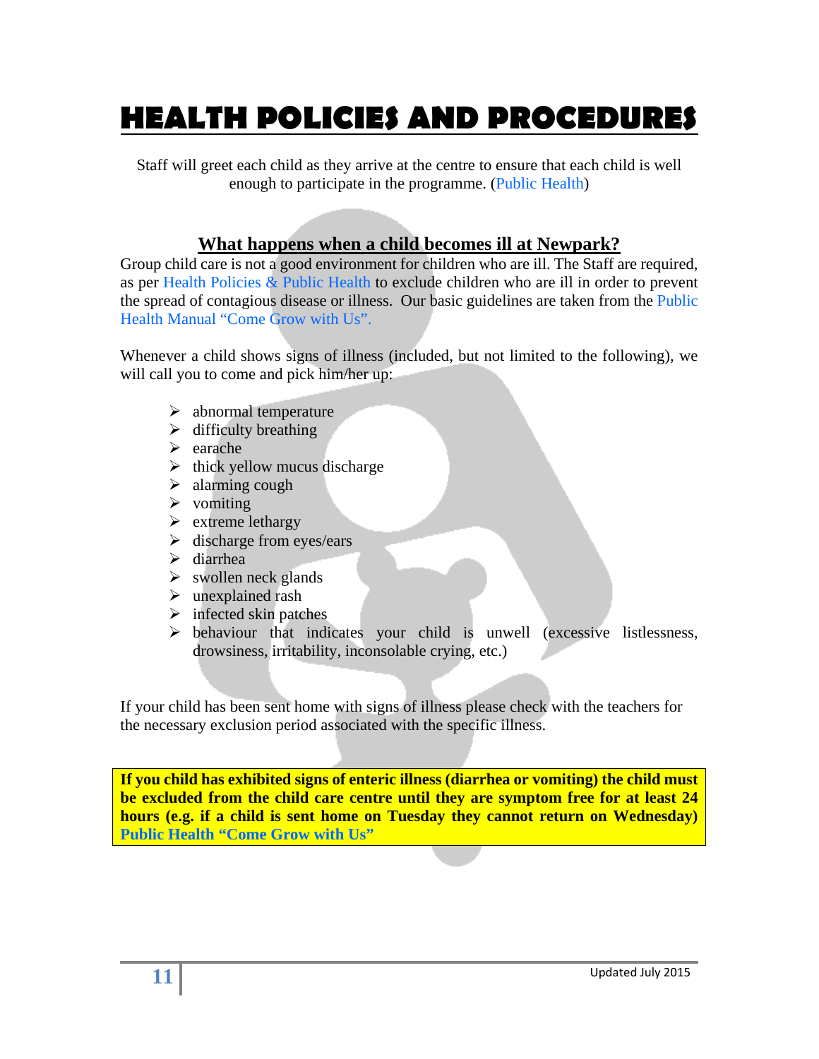# HEALTH POLICIES AND PROCEDURES

Staff will greet each child as they arrive at the centre to ensure that each child is well enough to participate in the programme. (Public Health)

## What happens when a child becomes ill at Newpark?

Group child care is not a good environment for children who are ill. The Staff are required, as per Health Policies & Public Health to exclude children who are ill in order to prevent the spread of contagious disease or illness. Our basic guidelines are taken from the Public Health Manual "Come Grow with Us".

Whenever a child shows signs of illness (included, but not limited to the following), we will call you to come and pick him/her up:

- abnormal temperature
- difficulty breathing
- earache
- thick yellow mucus discharge
- alarming cough
- vomiting
- extreme lethargy
- discharge from eyes/ears
- diarrhea
- swollen neck glands
- unexplained rash
- infected skin patches
- behaviour that indicates your child is unwell (excessive listlessness, drowsiness, irritability, inconsolable crying, etc.)

If your child has been sent home with signs of illness please check with the teachers for the necessary exclusion period associated with the specific illness.

**If you child has exhibited signs of enteric illness (diarrhea or vomiting) the child must be excluded from the child care centre until they are symptom free for at least 24 hours (e.g. if a child is sent home on Tuesday they cannot return on Wednesday) Public Health "Come Grow with Us"**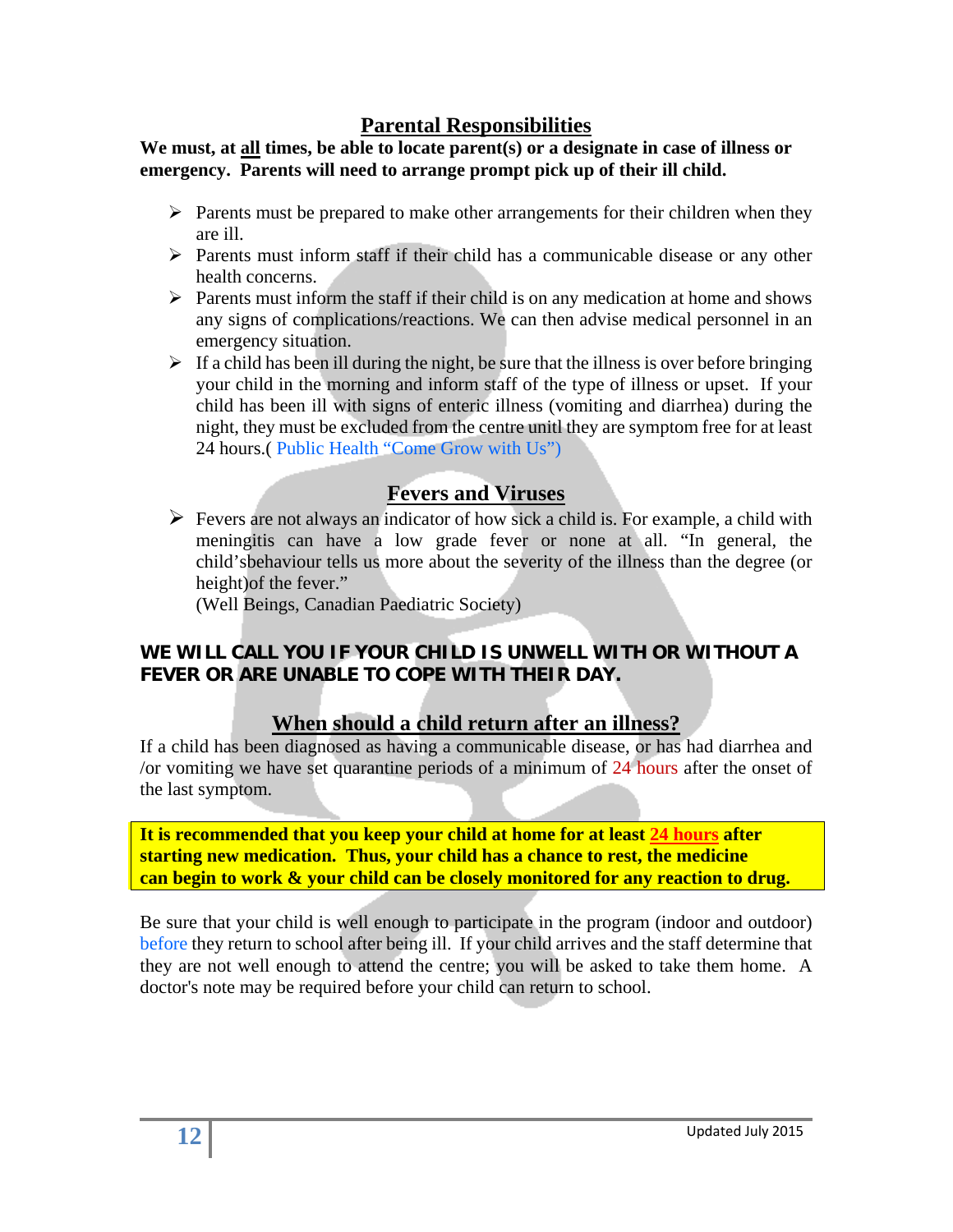## Parental Responsibilities

**We must, at <u>all</u> times, be able to locate parent(s) or a designate in case of illness or emergency. Parents will need to arrange prompt pick up of their ill child.**

- Parents must be prepared to make other arrangements for their children when they are ill.
- Parents must inform staff if their child has a communicable disease or any other health concerns.
- Parents must inform the staff if their child is on any medication at home and shows any signs of complications/reactions. We can then advise medical personnel in an emergency situation.
- If a child has been ill during the night, be sure that the illness is over before bringing your child in the morning and inform staff of the type of illness or upset. If your child has been ill with signs of enteric illness (vomiting and diarrhea) during the night, they must be excluded from the centre unitl they are symptom free for at least 24 hours.( Public Health "Come Grow with Us")

## Fevers and Viruses

- Fevers are not always an indicator of how sick a child is. For example, a child with meningitis can have a low grade fever or none at all. "In general, the child'sbehaviour tells us more about the severity of the illness than the degree (or height)of the fever."
  (Well Beings, Canadian Paediatric Society)

**WE WILL CALL YOU IF YOUR CHILD IS UNWELL WITH OR WITHOUT A FEVER OR ARE UNABLE TO COPE WITH THEIR DAY.**

## When should a child return after an illness?

If a child has been diagnosed as having a communicable disease, or has had diarrhea and /or vomiting we have set quarantine periods of a minimum of 24 hours after the onset of the last symptom.

**It is recommended that you keep your child at home for at least <u>24 hours</u> after starting new medication. Thus, your child has a chance to rest, the medicine can begin to work & your child can be closely monitored for any reaction to drug.**

Be sure that your child is well enough to participate in the program (indoor and outdoor) before they return to school after being ill. If your child arrives and the staff determine that they are not well enough to attend the centre; you will be asked to take them home. A doctor's note may be required before your child can return to school.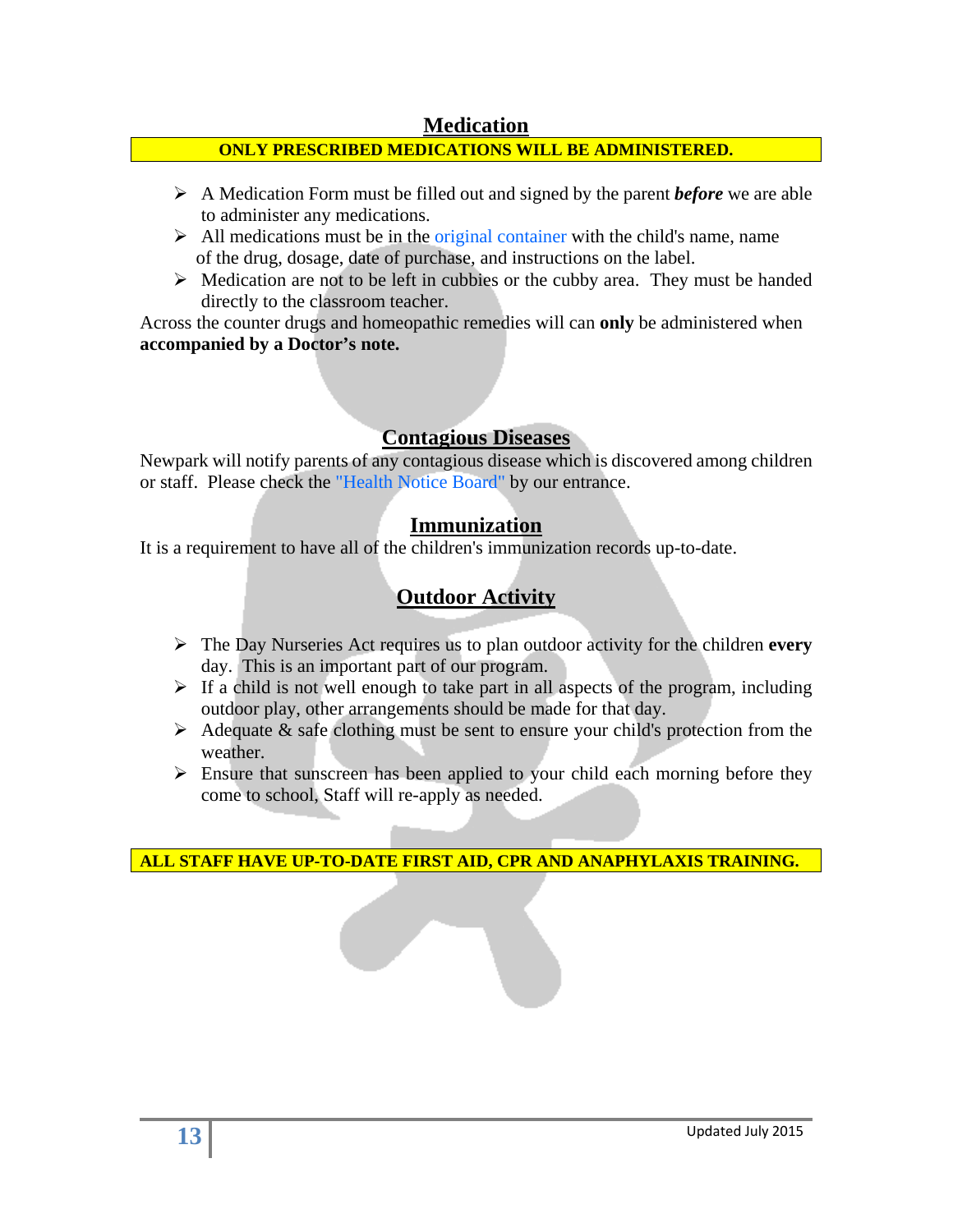## Medication

**ONLY PRESCRIBED MEDICATIONS WILL BE ADMINISTERED.**

- A Medication Form must be filled out and signed by the parent ***before*** we are able to administer any medications.
- All medications must be in the original container with the child's name, name of the drug, dosage, date of purchase, and instructions on the label.
- Medication are not to be left in cubbies or the cubby area. They must be handed directly to the classroom teacher.

Across the counter drugs and homeopathic remedies will can **only** be administered when **accompanied by a Doctor's note.**

## Contagious Diseases

Newpark will notify parents of any contagious disease which is discovered among children or staff. Please check the "Health Notice Board" by our entrance.

## Immunization

It is a requirement to have all of the children's immunization records up-to-date.

## Outdoor Activity

- The Day Nurseries Act requires us to plan outdoor activity for the children **every** day. This is an important part of our program.
- If a child is not well enough to take part in all aspects of the program, including outdoor play, other arrangements should be made for that day.
- Adequate & safe clothing must be sent to ensure your child's protection from the weather.
- Ensure that sunscreen has been applied to your child each morning before they come to school, Staff will re-apply as needed.

**ALL STAFF HAVE UP-TO-DATE FIRST AID, CPR AND ANAPHYLAXIS TRAINING.**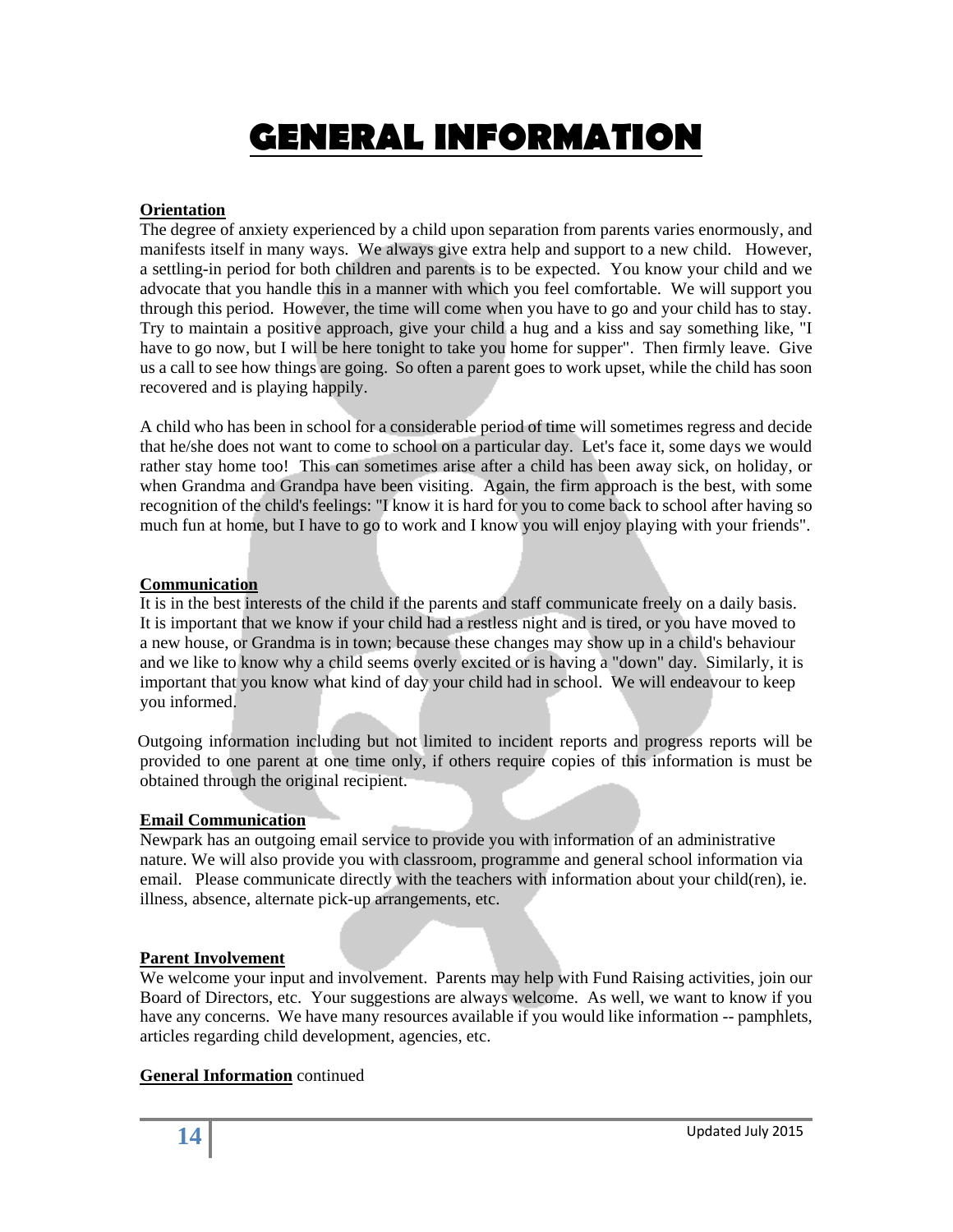# GENERAL INFORMATION

**Orientation**

The degree of anxiety experienced by a child upon separation from parents varies enormously, and manifests itself in many ways. We always give extra help and support to a new child. However, a settling-in period for both children and parents is to be expected. You know your child and we advocate that you handle this in a manner with which you feel comfortable. We will support you through this period. However, the time will come when you have to go and your child has to stay. Try to maintain a positive approach, give your child a hug and a kiss and say something like, "I have to go now, but I will be here tonight to take you home for supper". Then firmly leave. Give us a call to see how things are going. So often a parent goes to work upset, while the child has soon recovered and is playing happily.

A child who has been in school for a considerable period of time will sometimes regress and decide that he/she does not want to come to school on a particular day. Let's face it, some days we would rather stay home too! This can sometimes arise after a child has been away sick, on holiday, or when Grandma and Grandpa have been visiting. Again, the firm approach is the best, with some recognition of the child's feelings: "I know it is hard for you to come back to school after having so much fun at home, but I have to go to work and I know you will enjoy playing with your friends".

**Communication**

It is in the best interests of the child if the parents and staff communicate freely on a daily basis. It is important that we know if your child had a restless night and is tired, or you have moved to a new house, or Grandma is in town; because these changes may show up in a child's behaviour and we like to know why a child seems overly excited or is having a "down" day. Similarly, it is important that you know what kind of day your child had in school. We will endeavour to keep you informed.

Outgoing information including but not limited to incident reports and progress reports will be provided to one parent at one time only, if others require copies of this information is must be obtained through the original recipient.

**Email Communication**

Newpark has an outgoing email service to provide you with information of an administrative nature. We will also provide you with classroom, programme and general school information via email. Please communicate directly with the teachers with information about your child(ren), ie. illness, absence, alternate pick-up arrangements, etc.

**Parent Involvement**

We welcome your input and involvement. Parents may help with Fund Raising activities, join our Board of Directors, etc. Your suggestions are always welcome. As well, we want to know if you have any concerns. We have many resources available if you would like information -- pamphlets, articles regarding child development, agencies, etc.

**General Information** continued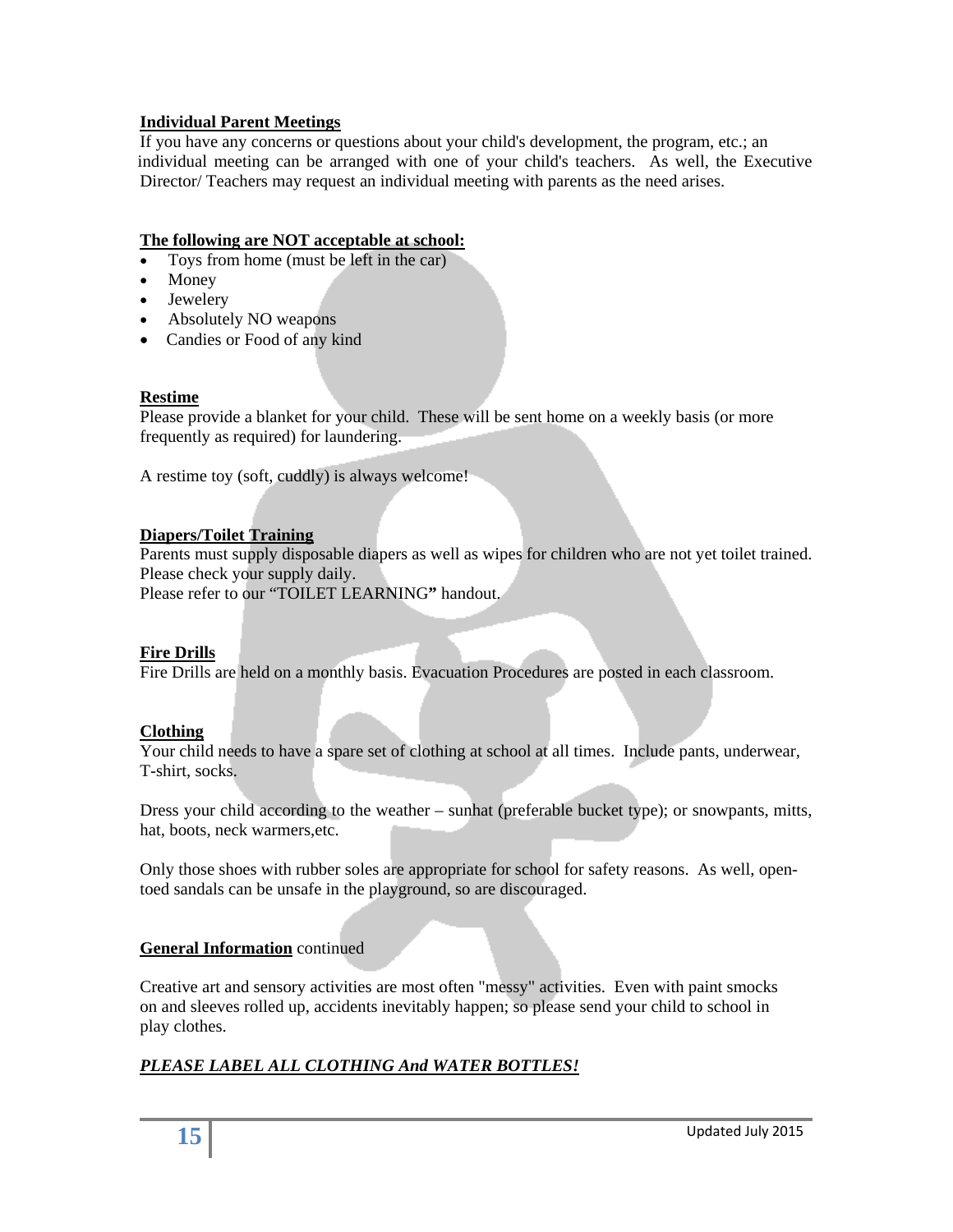**Individual Parent Meetings**

If you have any concerns or questions about your child's development, the program, etc.; an individual meeting can be arranged with one of your child's teachers. As well, the Executive Director/ Teachers may request an individual meeting with parents as the need arises.

**The following are NOT acceptable at school:**

- Toys from home (must be left in the car)
- Money
- Jewelery
- Absolutely NO weapons
- Candies or Food of any kind

**Restime**

Please provide a blanket for your child. These will be sent home on a weekly basis (or more frequently as required) for laundering.

A restime toy (soft, cuddly) is always welcome!

**Diapers/Toilet Training**

Parents must supply disposable diapers as well as wipes for children who are not yet toilet trained. Please check your supply daily.
Please refer to our "TOILET LEARNING" handout.

**Fire Drills**

Fire Drills are held on a monthly basis. Evacuation Procedures are posted in each classroom.

**Clothing**

Your child needs to have a spare set of clothing at school at all times. Include pants, underwear, T-shirt, socks.

Dress your child according to the weather – sunhat (preferable bucket type); or snowpants, mitts, hat, boots, neck warmers,etc.

Only those shoes with rubber soles are appropriate for school for safety reasons. As well, open-toed sandals can be unsafe in the playground, so are discouraged.

**General Information** continued

Creative art and sensory activities are most often "messy" activities. Even with paint smocks on and sleeves rolled up, accidents inevitably happen; so please send your child to school in play clothes.

***PLEASE LABEL ALL CLOTHING And WATER BOTTLES!***

Updated July 2015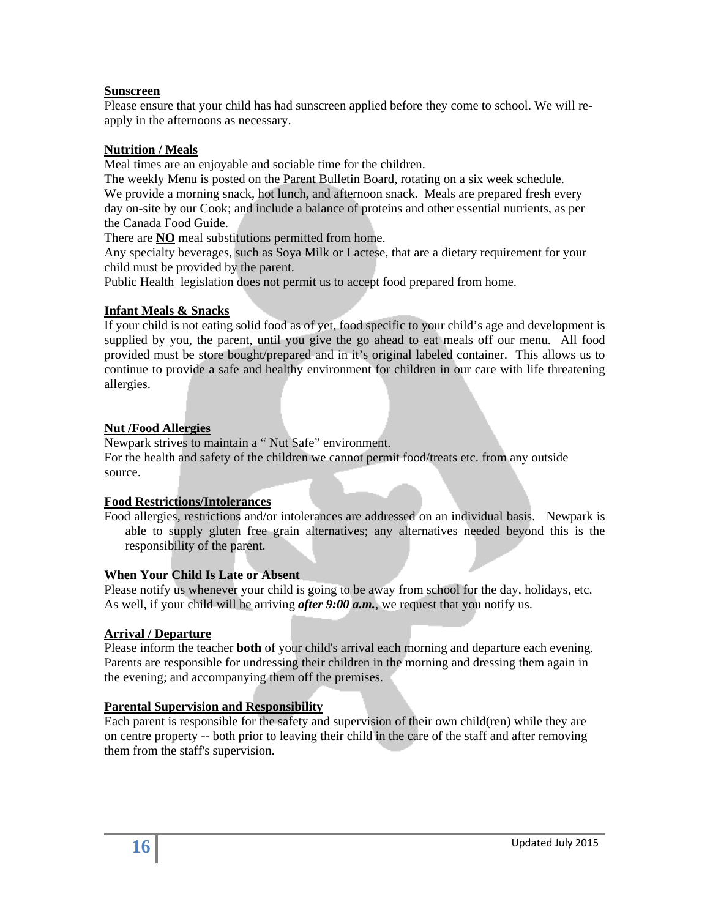**Sunscreen**

Please ensure that your child has had sunscreen applied before they come to school. We will re-apply in the afternoons as necessary.

**Nutrition / Meals**

Meal times are an enjoyable and sociable time for the children.

The weekly Menu is posted on the Parent Bulletin Board, rotating on a six week schedule.

We provide a morning snack, hot lunch, and afternoon snack. Meals are prepared fresh every day on-site by our Cook; and include a balance of proteins and other essential nutrients, as per the Canada Food Guide.

There are **NO** meal substitutions permitted from home.

Any specialty beverages, such as Soya Milk or Lactese, that are a dietary requirement for your child must be provided by the parent.

Public Health legislation does not permit us to accept food prepared from home.

**Infant Meals & Snacks**

If your child is not eating solid food as of yet, food specific to your child's age and development is supplied by you, the parent, until you give the go ahead to eat meals off our menu. All food provided must be store bought/prepared and in it's original labeled container. This allows us to continue to provide a safe and healthy environment for children in our care with life threatening allergies.

**Nut /Food Allergies**

Newpark strives to maintain a " Nut Safe" environment.

For the health and safety of the children we cannot permit food/treats etc. from any outside source.

**Food Restrictions/Intolerances**

Food allergies, restrictions and/or intolerances are addressed on an individual basis. Newpark is able to supply gluten free grain alternatives; any alternatives needed beyond this is the responsibility of the parent.

**When Your Child Is Late or Absent**

Please notify us whenever your child is going to be away from school for the day, holidays, etc. As well, if your child will be arriving ***after 9:00 a.m.***, we request that you notify us.

**Arrival / Departure**

Please inform the teacher **both** of your child's arrival each morning and departure each evening. Parents are responsible for undressing their children in the morning and dressing them again in the evening; and accompanying them off the premises.

**Parental Supervision and Responsibility**

Each parent is responsible for the safety and supervision of their own child(ren) while they are on centre property -- both prior to leaving their child in the care of the staff and after removing them from the staff's supervision.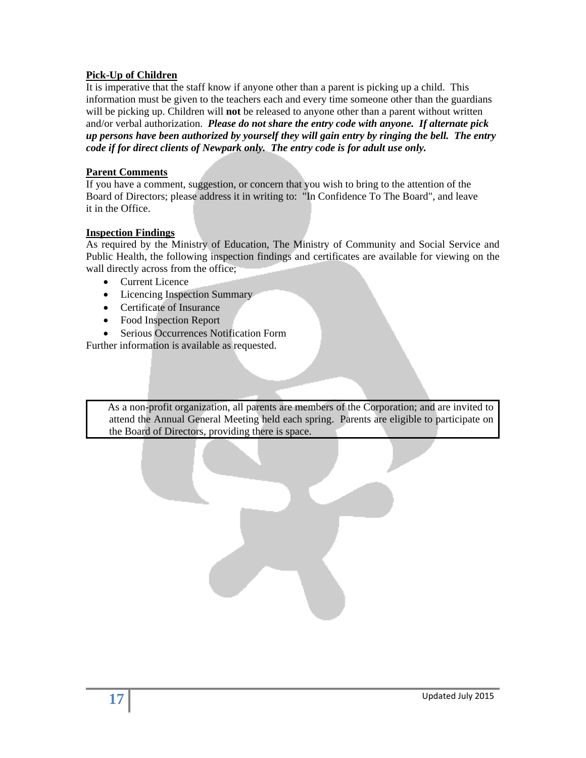**<u>Pick-Up of Children</u>**

It is imperative that the staff know if anyone other than a parent is picking up a child. This information must be given to the teachers each and every time someone other than the guardians will be picking up. Children will **not** be released to anyone other than a parent without written and/or verbal authorization. ***Please do not share the entry code with anyone. If alternate pick up persons have been authorized by yourself they will gain entry by ringing the bell. The entry code if for direct clients of Newpark only. The entry code is for adult use only.***

**<u>Parent Comments</u>**

If you have a comment, suggestion, or concern that you wish to bring to the attention of the Board of Directors; please address it in writing to: "In Confidence To The Board", and leave it in the Office.

**<u>Inspection Findings</u>**

As required by the Ministry of Education, The Ministry of Community and Social Service and Public Health, the following inspection findings and certificates are available for viewing on the wall directly across from the office;

- Current Licence
- Licencing Inspection Summary
- Certificate of Insurance
- Food Inspection Report
- Serious Occurrences Notification Form

Further information is available as requested.

> As a non-profit organization, all parents are members of the Corporation; and are invited to attend the Annual General Meeting held each spring. Parents are eligible to participate on the Board of Directors, providing there is space.

Updated July 2015